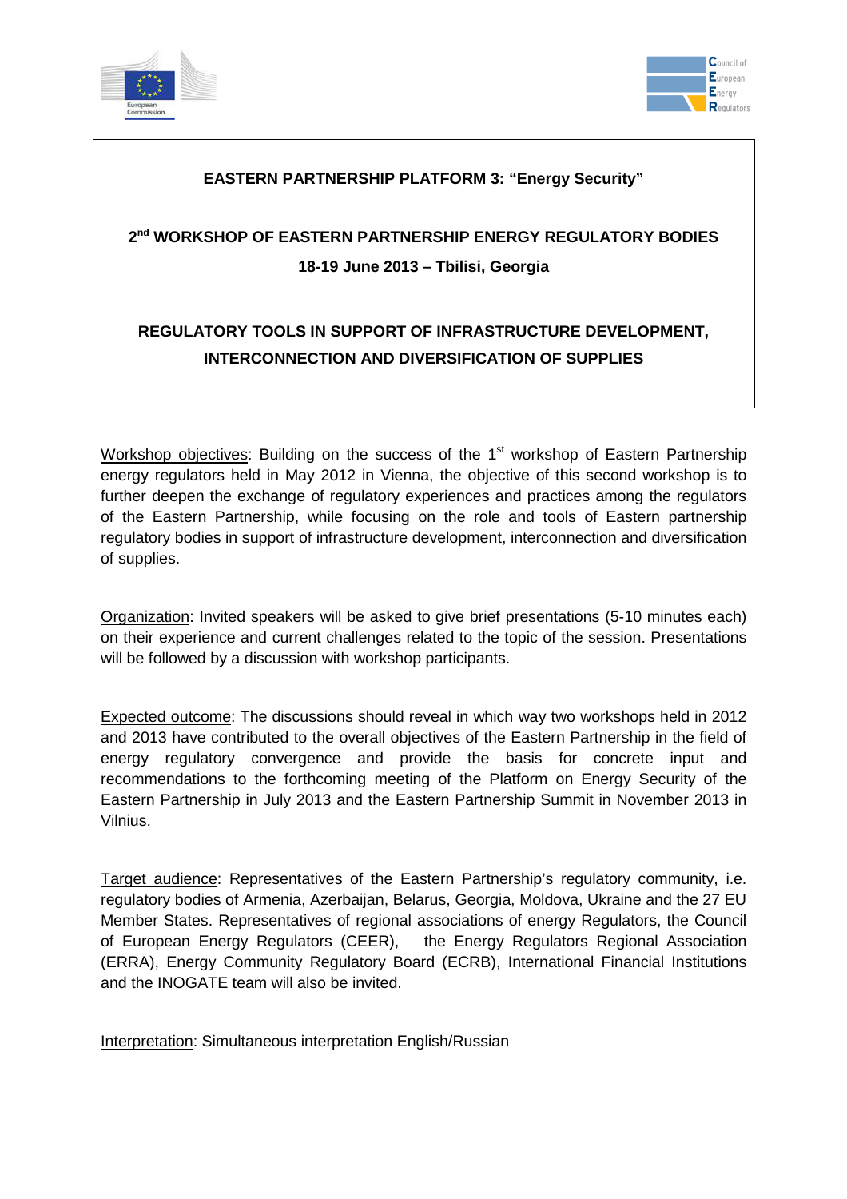# EASTERN PARTNERSHIP PLATFORM 3: "Energy Security"

## 2nd WORKSHOP OF EASTERN PARTNERSHIP ENERGY REGULATORY BODIES

**18-19 June 2013 – Tbilisi, Georgia**

## REGULATORY TOOLS IN SUPPORT OF INFRASTRUCTURE DEVELOPMENT, INTERCONNECTION AND DIVERSIFICATION OF SUPPLIES

Workshop objectives: Building on the success of the 1st workshop of Eastern Partnership energy regulators held in May 2012 in Vienna, the objective of this second workshop is to further deepen the exchange of regulatory experiences and practices among the regulators of the Eastern Partnership, while focusing on the role and tools of Eastern partnership regulatory bodies in support of infrastructure development, interconnection and diversification of supplies.

Organization: Invited speakers will be asked to give brief presentations (5-10 minutes each) on their experience and current challenges related to the topic of the session. Presentations will be followed by a discussion with workshop participants.

Expected outcome: The discussions should reveal in which way two workshops held in 2012 and 2013 have contributed to the overall objectives of the Eastern Partnership in the field of energy regulatory convergence and provide the basis for concrete input and recommendations to the forthcoming meeting of the Platform on Energy Security of the Eastern Partnership in July 2013 and the Eastern Partnership Summit in November 2013 in Vilnius.

Target audience: Representatives of the Eastern Partnership's regulatory community, i.e. regulatory bodies of Armenia, Azerbaijan, Belarus, Georgia, Moldova, Ukraine and the 27 EU Member States. Representatives of regional associations of energy Regulators, the Council of European Energy Regulators (CEER), the Energy Regulators Regional Association (ERRA), Energy Community Regulatory Board (ECRB), International Financial Institutions and the INOGATE team will also be invited.

Interpretation: Simultaneous interpretation English/Russian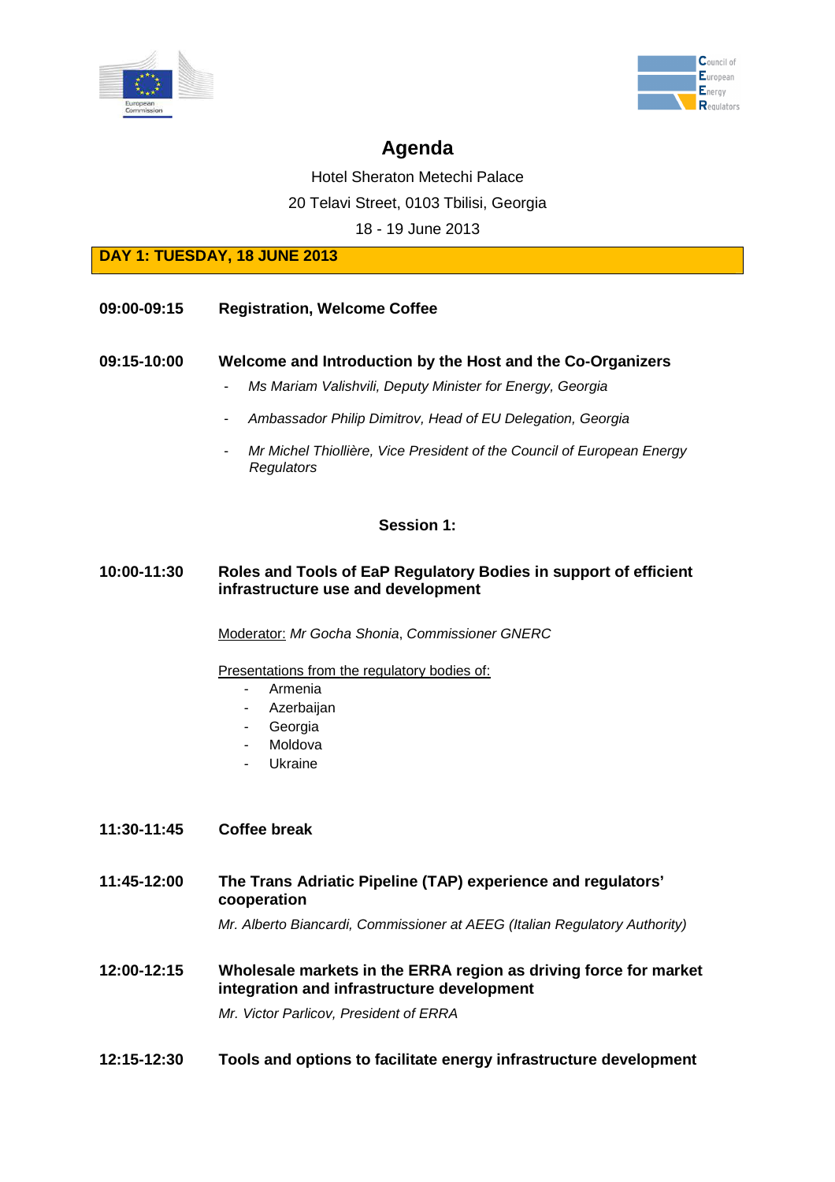# Agenda

Hotel Sheraton Metechi Palace

20 Telavi Street, 0103 Tbilisi, Georgia

18 - 19 June 2013

## DAY 1: TUESDAY, 18 JUNE 2013

**09:00-09:15 Registration, Welcome Coffee**

**09:15-10:00 Welcome and Introduction by the Host and the Co-Organizers**

- *Ms Mariam Valishvili, Deputy Minister for Energy, Georgia*
- *Ambassador Philip Dimitrov, Head of EU Delegation, Georgia*
- *Mr Michel Thiollière, Vice President of the Council of European Energy Regulators*

### Session 1:

**10:00-11:30 Roles and Tools of EaP Regulatory Bodies in support of efficient infrastructure use and development**

Moderator: *Mr Gocha Shonia*, *Commissioner GNERC*

Presentations from the regulatory bodies of:

- Armenia
- Azerbaijan
- Georgia
- Moldova
- Ukraine

**11:30-11:45 Coffee break**

**11:45-12:00 The Trans Adriatic Pipeline (TAP) experience and regulators' cooperation**

*Mr. Alberto Biancardi, Commissioner at AEEG (Italian Regulatory Authority)*

**12:00-12:15 Wholesale markets in the ERRA region as driving force for market integration and infrastructure development**

*Mr. Victor Parlicov, President of ERRA*

**12:15-12:30 Tools and options to facilitate energy infrastructure development**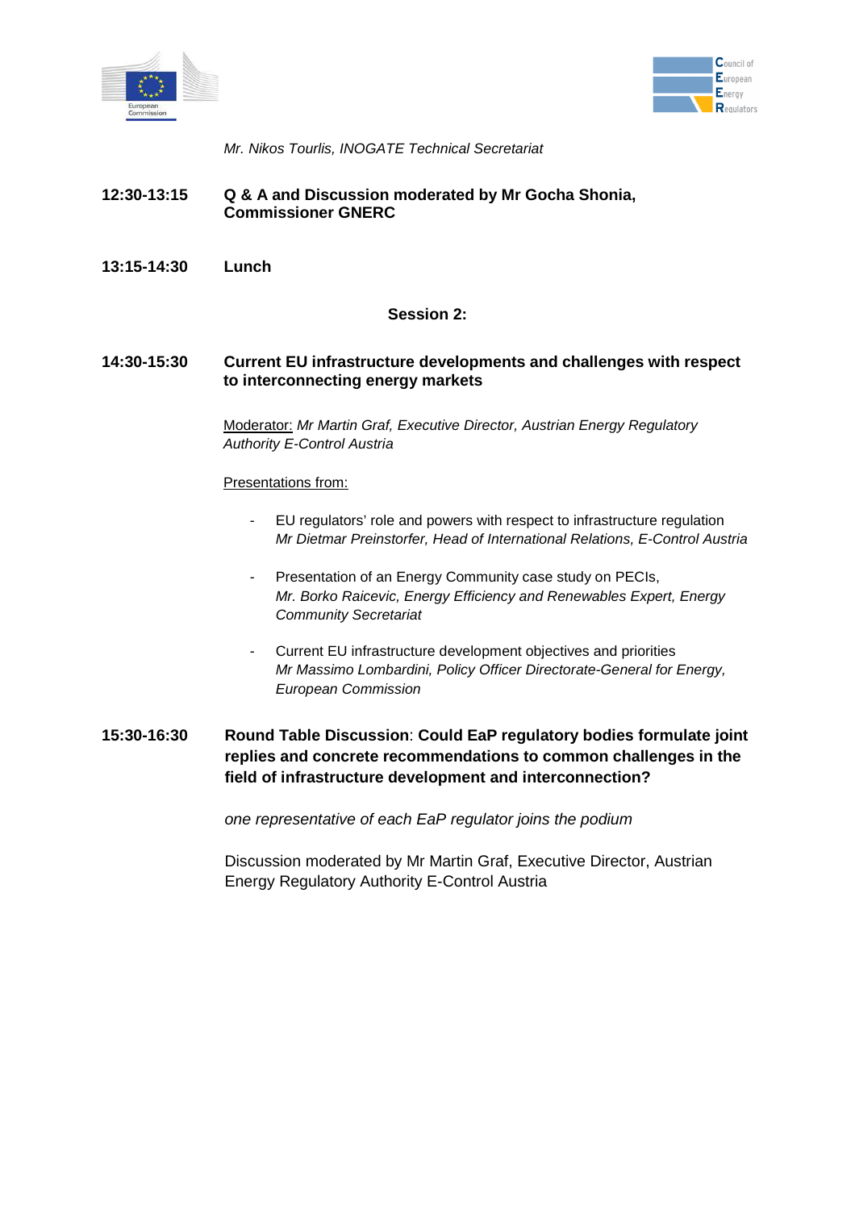*Mr. Nikos Tourlis, INOGATE Technical Secretariat*

**12:30-13:15** **Q & A and Discussion moderated by Mr Gocha Shonia, Commissioner GNERC**

**13:15-14:30** **Lunch**

**Session 2:**

**14:30-15:30** **Current EU infrastructure developments and challenges with respect to interconnecting energy markets**

Moderator: *Mr Martin Graf, Executive Director, Austrian Energy Regulatory Authority E-Control Austria*

Presentations from:

- EU regulators' role and powers with respect to infrastructure regulation
  *Mr Dietmar Preinstorfer, Head of International Relations, E-Control Austria*
- Presentation of an Energy Community case study on PECIs,
  *Mr. Borko Raicevic, Energy Efficiency and Renewables Expert, Energy Community Secretariat*
- Current EU infrastructure development objectives and priorities
  *Mr Massimo Lombardini, Policy Officer Directorate-General for Energy, European Commission*

**15:30-16:30** **Round Table Discussion**: **Could EaP regulatory bodies formulate joint replies and concrete recommendations to common challenges in the field of infrastructure development and interconnection?**

*one representative of each EaP regulator joins the podium*

Discussion moderated by Mr Martin Graf, Executive Director, Austrian Energy Regulatory Authority E-Control Austria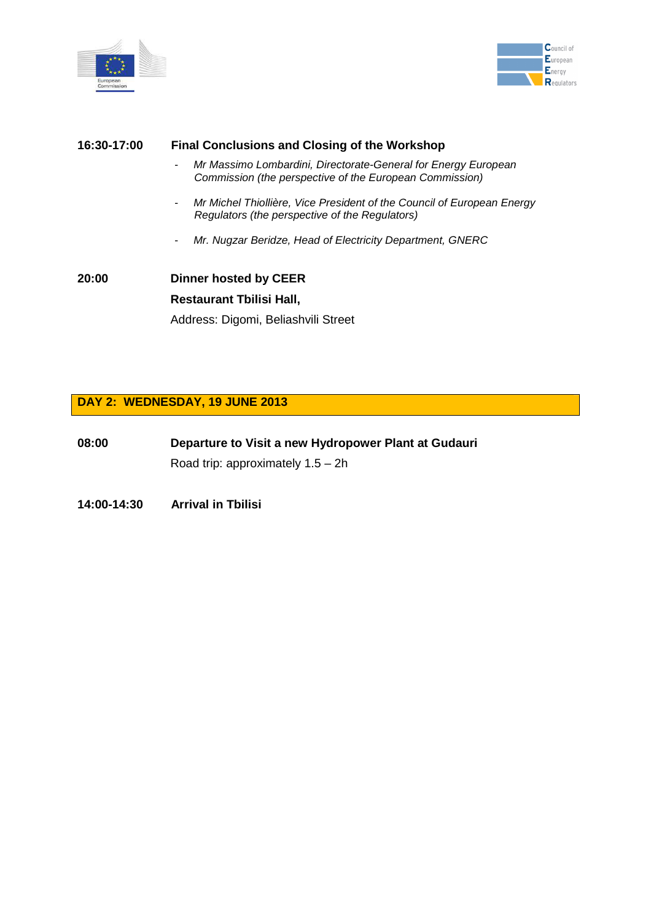**16:30-17:00** **Final Conclusions and Closing of the Workshop**

- *Mr Massimo Lombardini, Directorate-General for Energy European Commission (the perspective of the European Commission)*
- *Mr Michel Thiollière, Vice President of the Council of European Energy Regulators (the perspective of the Regulators)*
- *Mr. Nugzar Beridze, Head of Electricity Department, GNERC*

**20:00** **Dinner hosted by CEER**

**Restaurant Tbilisi Hall,**

Address: Digomi, Beliashvili Street

## DAY 2: WEDNESDAY, 19 JUNE 2013

**08:00** **Departure to Visit a new Hydropower Plant at Gudauri**

Road trip: approximately 1.5 – 2h

**14:00-14:30** **Arrival in Tbilisi**